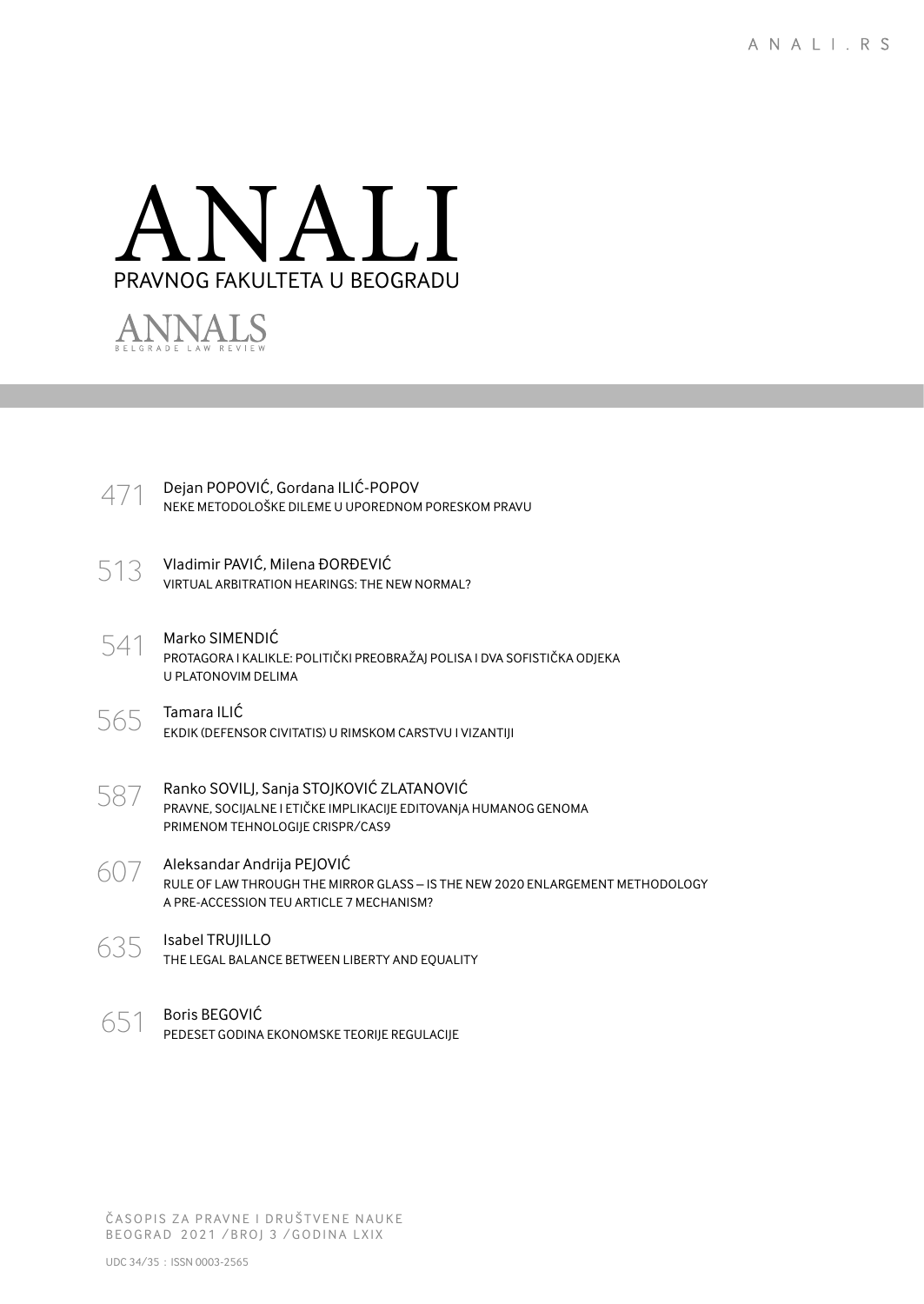ANALI.RS

# ANALI
## PRAVNOG FAKULTETA U BEOGRADU

ANNALS
BELGRADE LAW REVIEW

471 Dejan POPOVIĆ, Gordana ILIĆ-POPOV
NEKE METODOLOŠKE DILEME U UPOREDNOM PORESKOM PRAVU

513 Vladimir PAVIĆ, Milena ĐORĐEVIĆ
VIRTUAL ARBITRATION HEARINGS: THE NEW NORMAL?

541 Marko SIMENDIĆ
PROTAGORA I KALIKLE: POLITIČKI PREOBRAŽAJ POLISA I DVA SOFISTIČKA ODJEKA U PLATONOVIM DELIMA

565 Tamara ILIĆ
EKDIK (DEFENSOR CIVITATIS) U RIMSKOM CARSTVU I VIZANTIJI

587 Ranko SOVILJ, Sanja STOJKOVIĆ ZLATANOVIĆ
PRAVNE, SOCIJALNE I ETIČKE IMPLIKACIJE EDITOVANjA HUMANOG GENOMA PRIMENOM TEHNOLOGIJE CRISPR/CAS9

607 Aleksandar Andrija PEJOVIĆ
RULE OF LAW THROUGH THE MIRROR GLASS – IS THE NEW 2020 ENLARGEMENT METHODOLOGY A PRE-ACCESSION TEU ARTICLE 7 MECHANISM?

635 Isabel TRUJILLO
THE LEGAL BALANCE BETWEEN LIBERTY AND EQUALITY

651 Boris BEGOVIĆ
PEDESET GODINA EKONOMSKE TEORIJE REGULACIJE

ČASOPIS ZA PRAVNE I DRUŠTVENE NAUKE
BEOGRAD 2021 /BROJ 3 /GODINA LXIX

UDC 34/35 : ISSN 0003-2565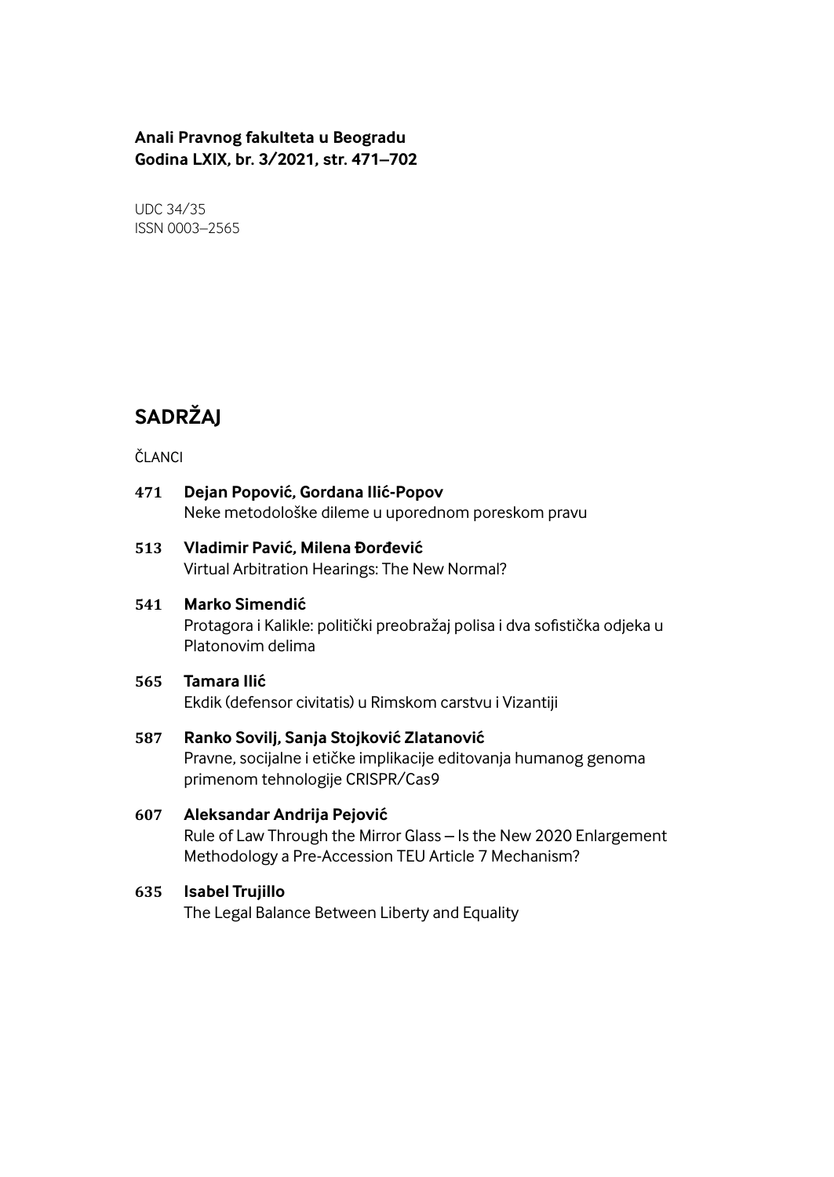**Anali Pravnog fakulteta u Beogradu**
**Godina LXIX, br. 3/2021, str. 471–702**

UDC 34/35
ISSN 0003–2565

# SADRŽAJ

ČLANCI

**471** **Dejan Popović, Gordana Ilić-Popov**
Neke metodološke dileme u uporednom poreskom pravu

**513** **Vladimir Pavić, Milena Đorđević**
Virtual Arbitration Hearings: The New Normal?

**541** **Marko Simendić**
Protagora i Kalikle: politički preobražaj polisa i dva sofistička odjeka u Platonovim delima

**565** **Tamara Ilić**
Ekdik (defensor civitatis) u Rimskom carstvu i Vizantiji

**587** **Ranko Sovilj, Sanja Stojković Zlatanović**
Pravne, socijalne i etičke implikacije editovanja humanog genoma primenom tehnologije CRISPR/Cas9

**607** **Aleksandar Andrija Pejović**
Rule of Law Through the Mirror Glass – Is the New 2020 Enlargement Methodology a Pre-Accession TEU Article 7 Mechanism?

**635** **Isabel Trujillo**
The Legal Balance Between Liberty and Equality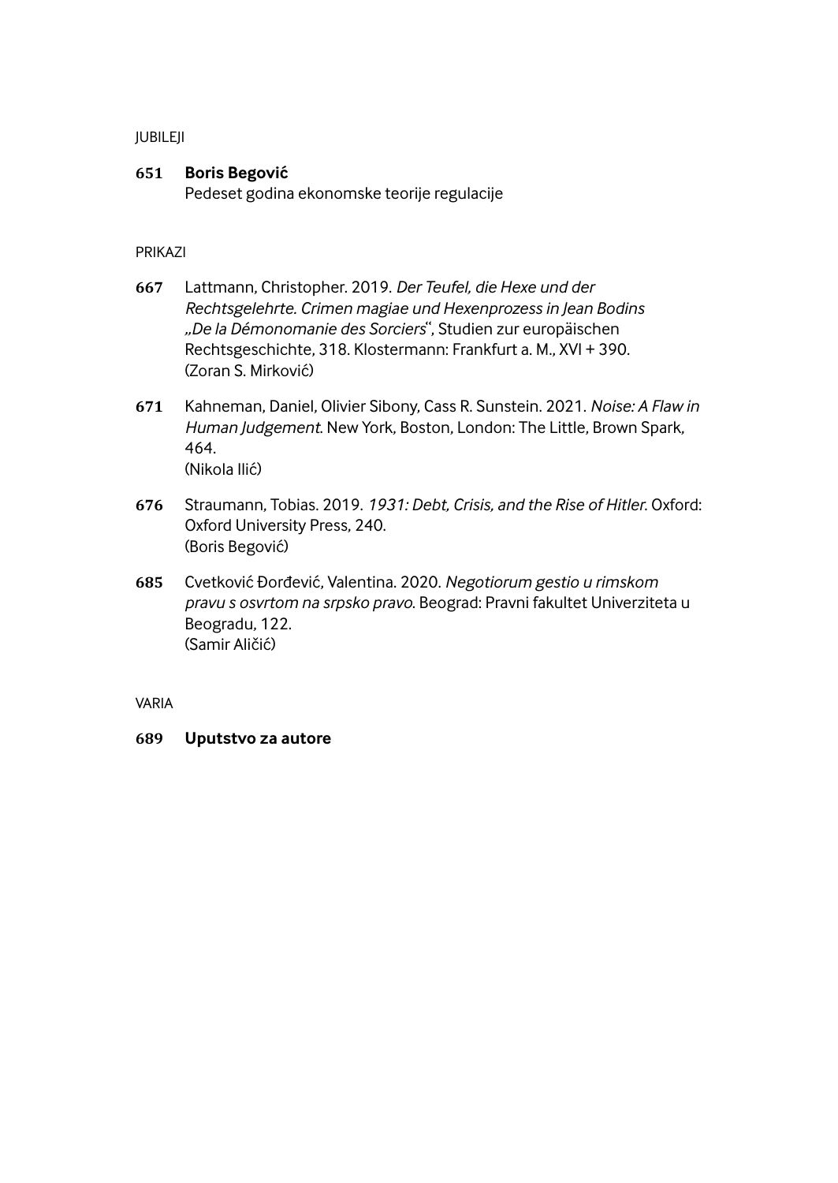JUBILEJI

**651** **Boris Begović**
Pedeset godina ekonomske teorije regulacije

PRIKAZI

**667** Lattmann, Christopher. 2019. *Der Teufel, die Hexe und der Rechtsgelehrte. Crimen magiae und Hexenprozess in Jean Bodins „De la Démonomanie des Sorciers“*, Studien zur europäischen Rechtsgeschichte, 318. Klostermann: Frankfurt a. M., XVI + 390.
(Zoran S. Mirković)

**671** Kahneman, Daniel, Olivier Sibony, Cass R. Sunstein. 2021. *Noise: A Flaw in Human Judgement*. New York, Boston, London: The Little, Brown Spark, 464.
(Nikola Ilić)

**676** Straumann, Tobias. 2019. *1931: Debt, Crisis, and the Rise of Hitler*. Oxford: Oxford University Press, 240.
(Boris Begović)

**685** Cvetković Đorđević, Valentina. 2020. *Negotiorum gestio u rimskom pravu s osvrtom na srpsko pravo*. Beograd: Pravni fakultet Univerziteta u Beogradu, 122.
(Samir Aličić)

VARIA

**689** **Uputstvo za autore**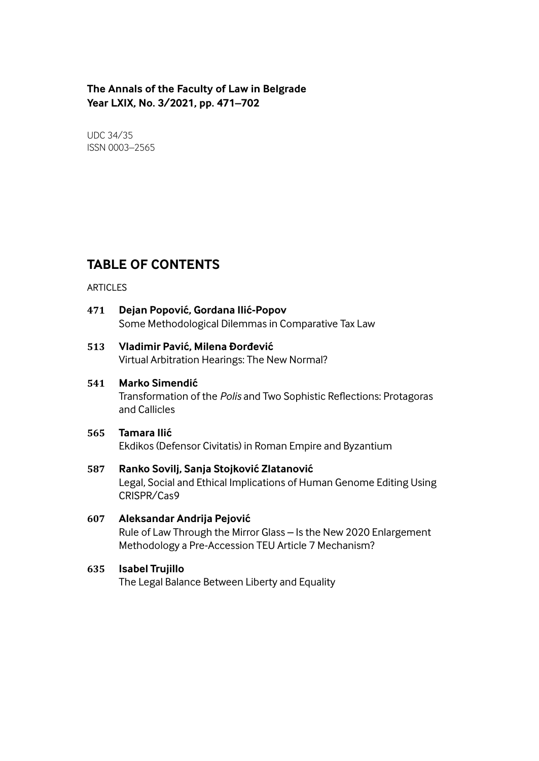**The Annals of the Faculty of Law in Belgrade**
**Year LXIX, No. 3/2021, pp. 471–702**

UDC 34/35
ISSN 0003–2565

# TABLE OF CONTENTS

ARTICLES

**471** **Dejan Popović, Gordana Ilić-Popov**
Some Methodological Dilemmas in Comparative Tax Law

**513** **Vladimir Pavić, Milena Đorđević**
Virtual Arbitration Hearings: The New Normal?

**541** **Marko Simendić**
Transformation of the *Polis* and Two Sophistic Reflections: Protagoras and Callicles

**565** **Tamara Ilić**
Ekdikos (Defensor Civitatis) in Roman Empire and Byzantium

**587** **Ranko Sovilj, Sanja Stojković Zlatanović**
Legal, Social and Ethical Implications of Human Genome Editing Using CRISPR/Cas9

**607** **Aleksandar Andrija Pejović**
Rule of Law Through the Mirror Glass – Is the New 2020 Enlargement Methodology a Pre-Accession TEU Article 7 Mechanism?

**635** **Isabel Trujillo**
The Legal Balance Between Liberty and Equality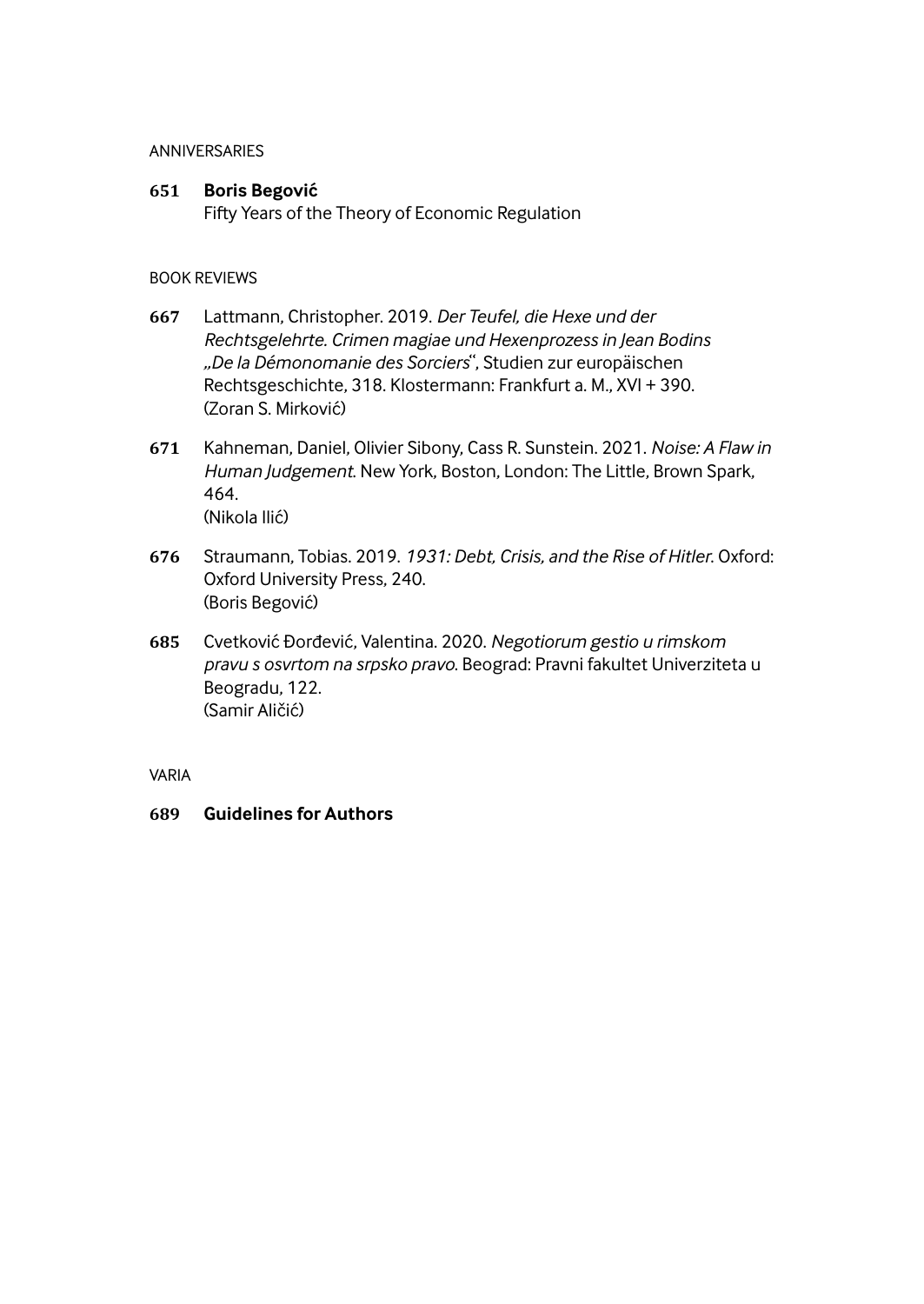ANNIVERSARIES

**651** **Boris Begović**
Fifty Years of the Theory of Economic Regulation

BOOK REVIEWS

**667** Lattmann, Christopher. 2019. *Der Teufel, die Hexe und der Rechtsgelehrte. Crimen magiae und Hexenprozess in Jean Bodins „De la Démonomanie des Sorciers“*, Studien zur europäischen Rechtsgeschichte, 318. Klostermann: Frankfurt a. M., XVI + 390.
(Zoran S. Mirković)

**671** Kahneman, Daniel, Olivier Sibony, Cass R. Sunstein. 2021. *Noise: A Flaw in Human Judgement*. New York, Boston, London: The Little, Brown Spark, 464.
(Nikola Ilić)

**676** Straumann, Tobias. 2019. *1931: Debt, Crisis, and the Rise of Hitler*. Oxford: Oxford University Press, 240.
(Boris Begović)

**685** Cvetković Đorđević, Valentina. 2020. *Negotiorum gestio u rimskom pravu s osvrtom na srpsko pravo*. Beograd: Pravni fakultet Univerziteta u Beogradu, 122.
(Samir Aličić)

VARIA

**689** **Guidelines for Authors**